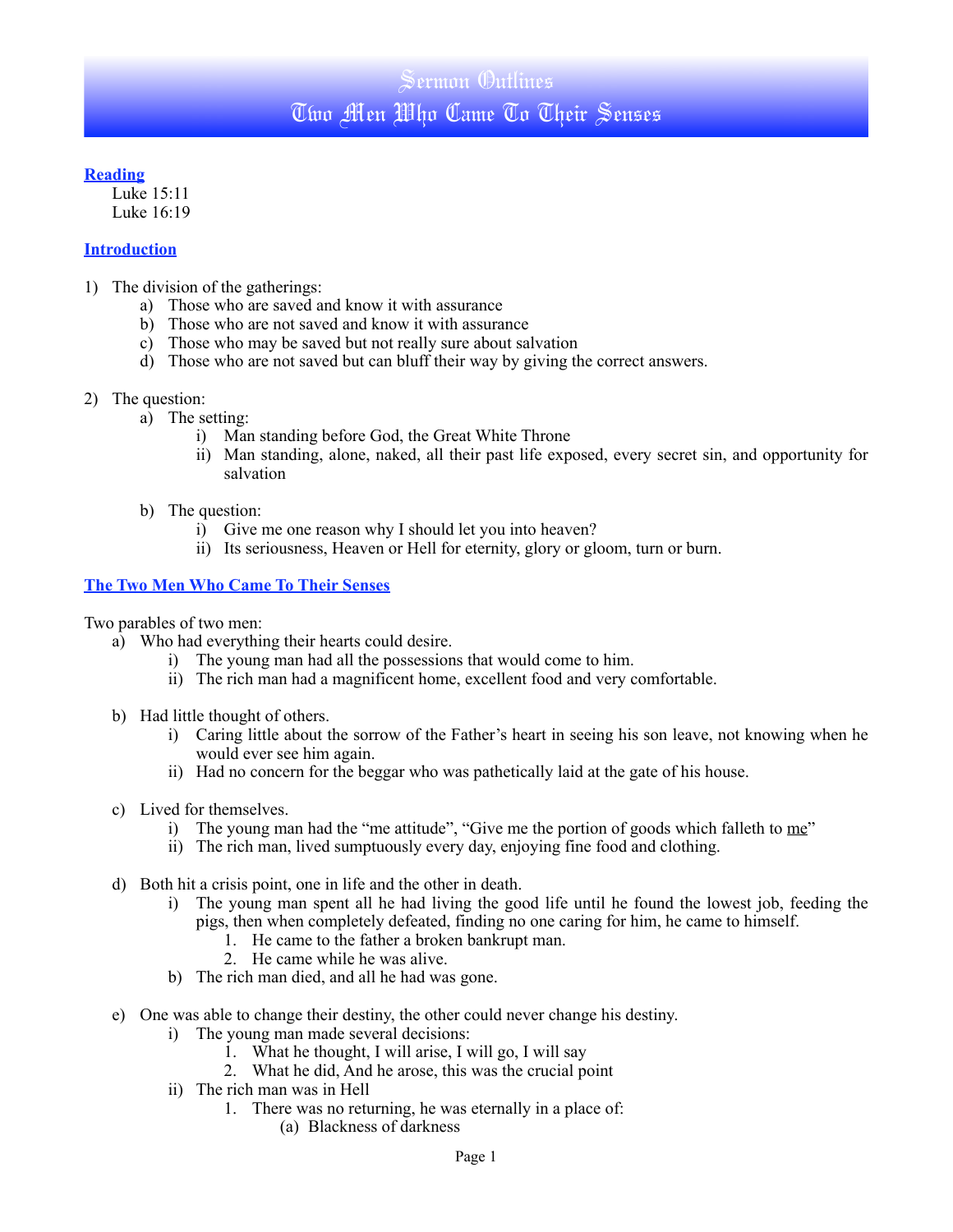# Sermon Outlines
# Two Men Who Came To Their Senses

## Reading

Luke 15:11
Luke 16:19

## Introduction

1) The division of the gatherings:
   a) Those who are saved and know it with assurance
   b) Those who are not saved and know it with assurance
   c) Those who may be saved but not really sure about salvation
   d) Those who are not saved but can bluff their way by giving the correct answers.

2) The question:
   a) The setting:
      i) Man standing before God, the Great White Throne
      ii) Man standing, alone, naked, all their past life exposed, every secret sin, and opportunity for salvation

   b) The question:
      i) Give me one reason why I should let you into heaven?
      ii) Its seriousness, Heaven or Hell for eternity, glory or gloom, turn or burn.

## The Two Men Who Came To Their Senses

Two parables of two men:

a) Who had everything their hearts could desire.
   i) The young man had all the possessions that would come to him.
   ii) The rich man had a magnificent home, excellent food and very comfortable.

b) Had little thought of others.
   i) Caring little about the sorrow of the Father's heart in seeing his son leave, not knowing when he would ever see him again.
   ii) Had no concern for the beggar who was pathetically laid at the gate of his house.

c) Lived for themselves.
   i) The young man had the "me attitude", "Give me the portion of goods which falleth to <u>me</u>"
   ii) The rich man, lived sumptuously every day, enjoying fine food and clothing.

d) Both hit a crisis point, one in life and the other in death.
   i) The young man spent all he had living the good life until he found the lowest job, feeding the pigs, then when completely defeated, finding no one caring for him, he came to himself.
      1. He came to the father a broken bankrupt man.
      2. He came while he was alive.
   b) The rich man died, and all he had was gone.

e) One was able to change their destiny, the other could never change his destiny.
   i) The young man made several decisions:
      1. What he thought, I will arise, I will go, I will say
      2. What he did, And he arose, this was the crucial point
   ii) The rich man was in Hell
      1. There was no returning, he was eternally in a place of:
         (a) Blackness of darkness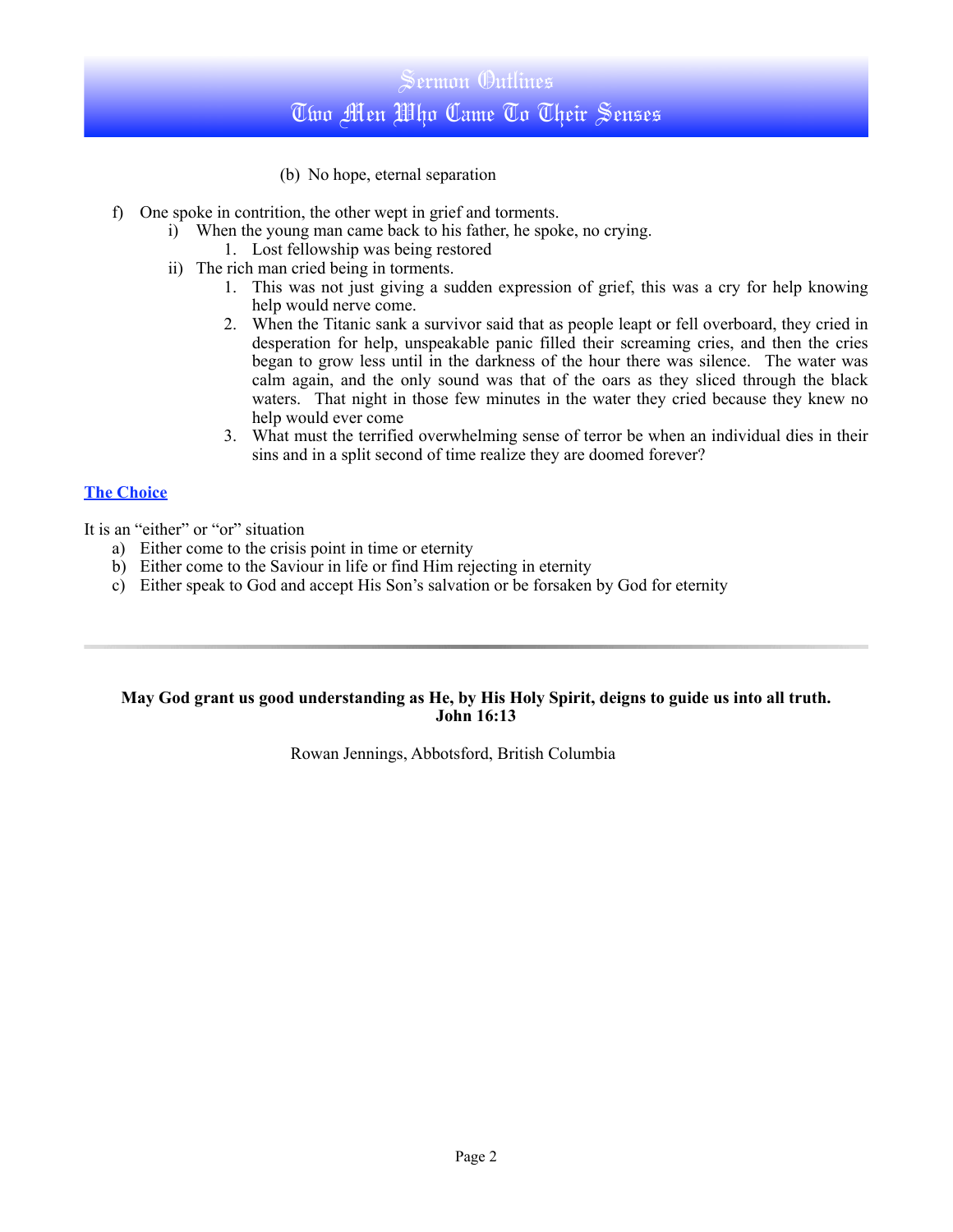(b) No hope, eternal separation

f) One spoke in contrition, the other wept in grief and torments.
    i) When the young man came back to his father, he spoke, no crying.
        1. Lost fellowship was being restored
    ii) The rich man cried being in torments.
        1. This was not just giving a sudden expression of grief, this was a cry for help knowing help would nerve come.
        2. When the Titanic sank a survivor said that as people leapt or fell overboard, they cried in desperation for help, unspeakable panic filled their screaming cries, and then the cries began to grow less until in the darkness of the hour there was silence. The water was calm again, and the only sound was that of the oars as they sliced through the black waters. That night in those few minutes in the water they cried because they knew no help would ever come
        3. What must the terrified overwhelming sense of terror be when an individual dies in their sins and in a split second of time realize they are doomed forever?

## The Choice

It is an "either" or "or" situation

a) Either come to the crisis point in time or eternity
b) Either come to the Saviour in life or find Him rejecting in eternity
c) Either speak to God and accept His Son's salvation or be forsaken by God for eternity

---

**May God grant us good understanding as He, by His Holy Spirit, deigns to guide us into all truth.**
**John 16:13**

Rowan Jennings, Abbotsford, British Columbia